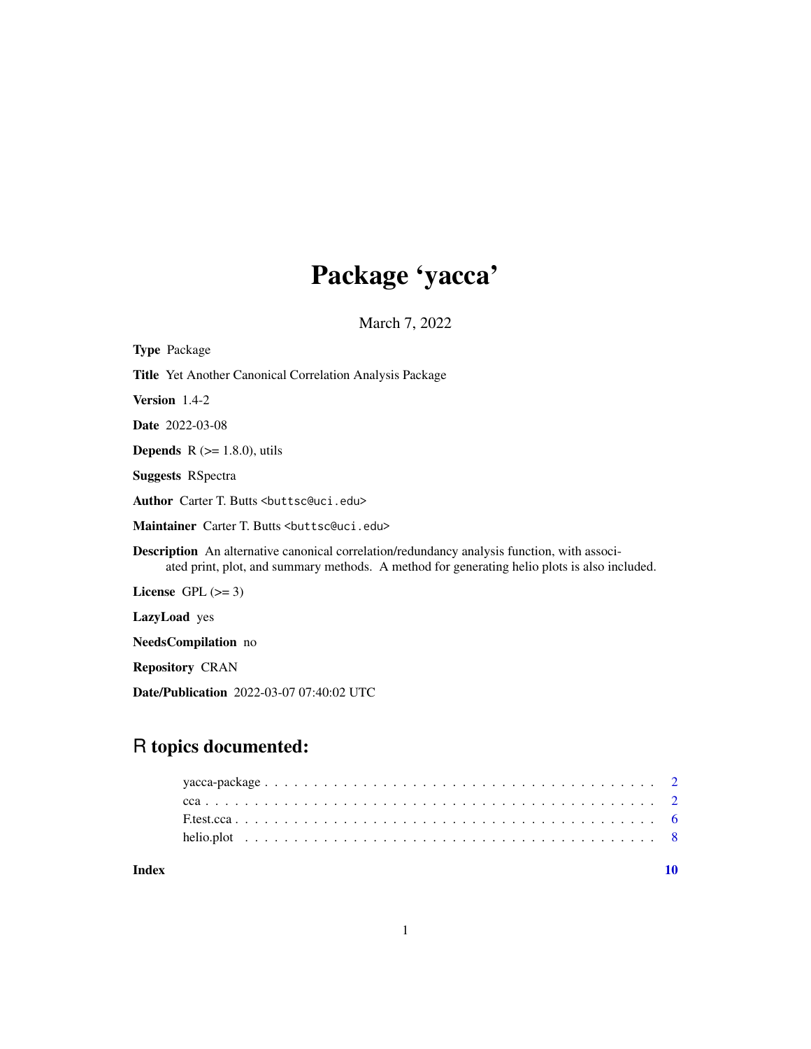# Package 'yacca'

March 7, 2022

**Type** Package

**Title** Yet Another Canonical Correlation Analysis Package

**Version** 1.4-2

**Date** 2022-03-08

**Depends** R (>= 1.8.0), utils

**Suggests** RSpectra

**Author** Carter T. Butts <buttsc@uci.edu>

**Maintainer** Carter T. Butts <buttsc@uci.edu>

**Description** An alternative canonical correlation/redundancy analysis function, with associated print, plot, and summary methods. A method for generating helio plots is also included.

**License** GPL (>= 3)

**LazyLoad** yes

**NeedsCompilation** no

**Repository** CRAN

**Date/Publication** 2022-03-07 07:40:02 UTC

## R topics documented:

yacca-package . . . . . . . . . . . . . . . . . . . . . . . . . . . . . . . . . . . . . . . . 2
cca . . . . . . . . . . . . . . . . . . . . . . . . . . . . . . . . . . . . . . . . . . . . . . 2
F.test.cca . . . . . . . . . . . . . . . . . . . . . . . . . . . . . . . . . . . . . . . . . . 6
helio.plot . . . . . . . . . . . . . . . . . . . . . . . . . . . . . . . . . . . . . . . . . . 8

**Index** 10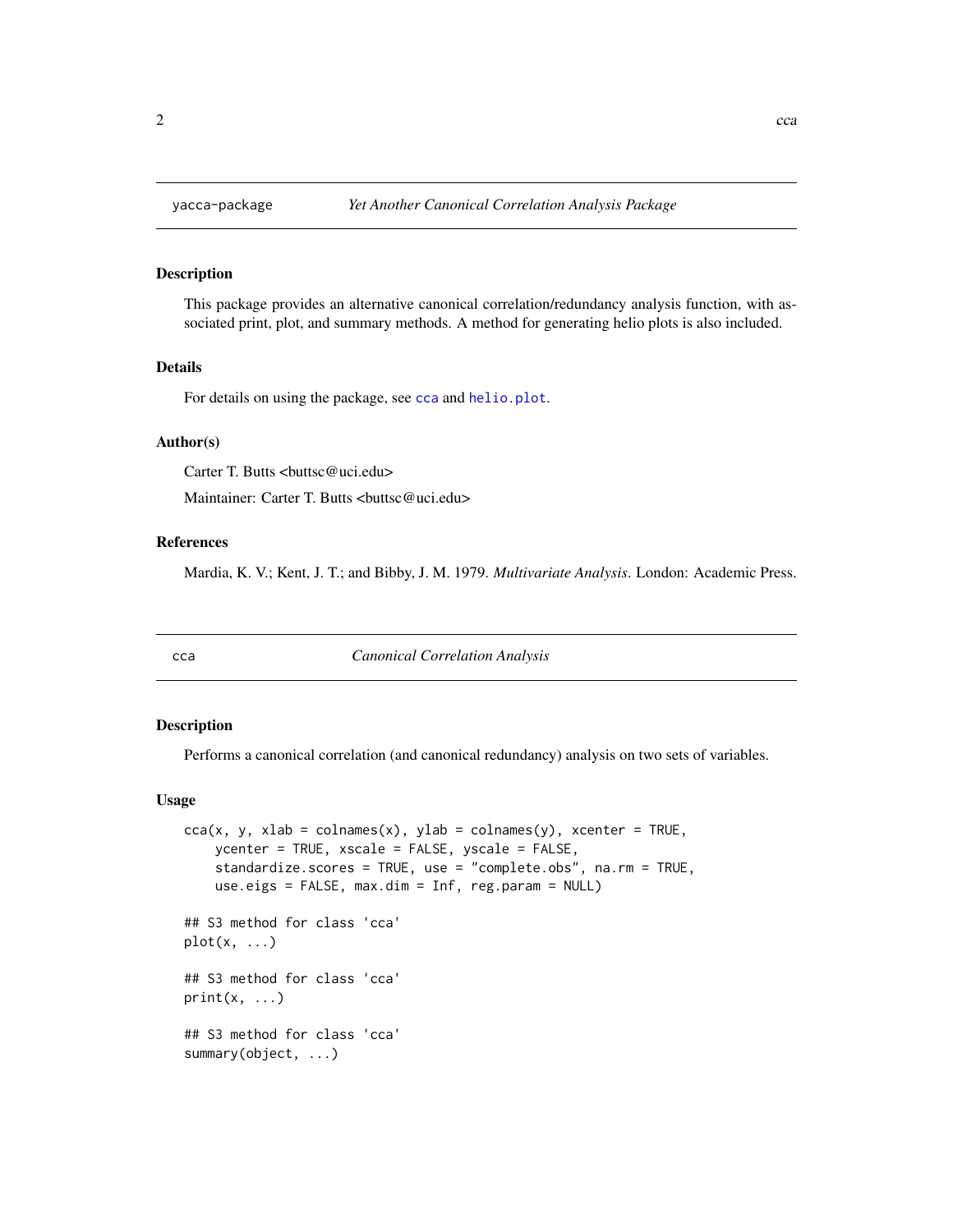## yacca-package — *Yet Another Canonical Correlation Analysis Package*

### Description

This package provides an alternative canonical correlation/redundancy analysis function, with associated print, plot, and summary methods. A method for generating helio plots is also included.

### Details

For details on using the package, see `cca` and `helio.plot`.

### Author(s)

Carter T. Butts <buttsc@uci.edu>

Maintainer: Carter T. Butts <buttsc@uci.edu>

### References

Mardia, K. V.; Kent, J. T.; and Bibby, J. M. 1979. *Multivariate Analysis*. London: Academic Press.

## cca — *Canonical Correlation Analysis*

### Description

Performs a canonical correlation (and canonical redundancy) analysis on two sets of variables.

### Usage

```
cca(x, y, xlab = colnames(x), ylab = colnames(y), xcenter = TRUE,
    ycenter = TRUE, xscale = FALSE, yscale = FALSE,
    standardize.scores = TRUE, use = "complete.obs", na.rm = TRUE,
    use.eigs = FALSE, max.dim = Inf, reg.param = NULL)

## S3 method for class 'cca'
plot(x, ...)

## S3 method for class 'cca'
print(x, ...)

## S3 method for class 'cca'
summary(object, ...)
```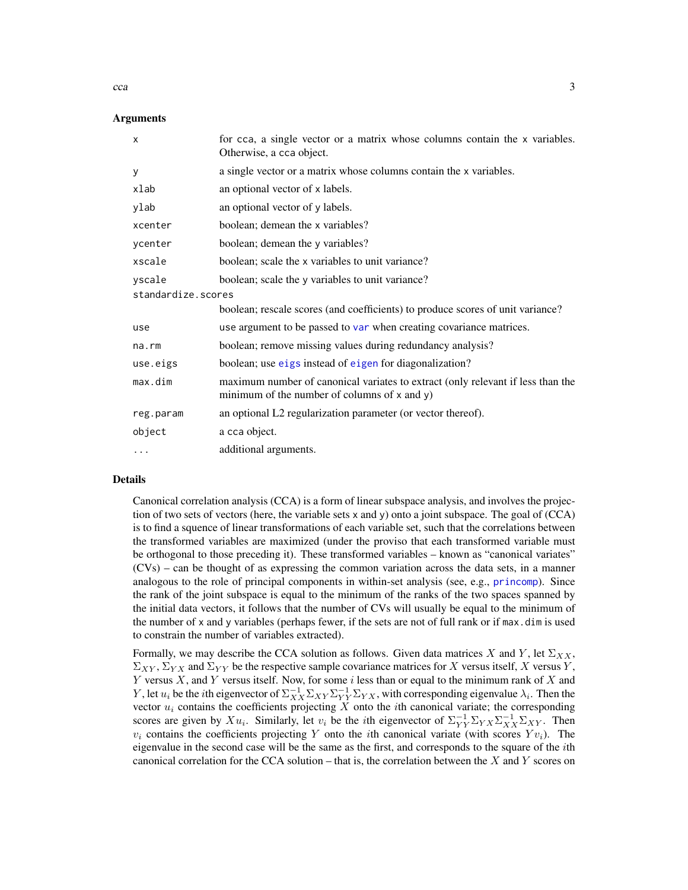### Arguments

| | |
|---|---|
| `x` | for `cca`, a single vector or a matrix whose columns contain the `x` variables. Otherwise, a `cca` object. |
| `y` | a single vector or a matrix whose columns contain the `x` variables. |
| `xlab` | an optional vector of `x` labels. |
| `ylab` | an optional vector of `y` labels. |
| `xcenter` | boolean; demean the `x` variables? |
| `ycenter` | boolean; demean the `y` variables? |
| `xscale` | boolean; scale the `x` variables to unit variance? |
| `yscale` | boolean; scale the `y` variables to unit variance? |
| `standardize.scores` | boolean; rescale scores (and coefficients) to produce scores of unit variance? |
| `use` | `use` argument to be passed to `var` when creating covariance matrices. |
| `na.rm` | boolean; remove missing values during redundancy analysis? |
| `use.eigs` | boolean; use `eigs` instead of `eigen` for diagonalization? |
| `max.dim` | maximum number of canonical variates to extract (only relevant if less than the minimum of the number of columns of `x` and `y`) |
| `reg.param` | an optional L2 regularization parameter (or vector thereof). |
| `object` | a `cca` object. |
| `...` | additional arguments. |

### Details

Canonical correlation analysis (CCA) is a form of linear subspace analysis, and involves the projection of two sets of vectors (here, the variable sets `x` and `y`) onto a joint subspace. The goal of (CCA) is to find a squence of linear transformations of each variable set, such that the correlations between the transformed variables are maximized (under the proviso that each transformed variable must be orthogonal to those preceding it). These transformed variables – known as "canonical variates" (CVs) – can be thought of as expressing the common variation across the data sets, in a manner analogous to the role of principal components in within-set analysis (see, e.g., `princomp`). Since the rank of the joint subspace is equal to the minimum of the ranks of the two spaces spanned by the initial data vectors, it follows that the number of CVs will usually be equal to the minimum of the number of `x` and `y` variables (perhaps fewer, if the sets are not of full rank or if `max.dim` is used to constrain the number of variables extracted).

Formally, we may describe the CCA solution as follows. Given data matrices $X$ and $Y$, let $\Sigma_{XX}$, $\Sigma_{XY}$, $\Sigma_{YX}$ and $\Sigma_{YY}$ be the respective sample covariance matrices for $X$ versus itself, $X$ versus $Y$, $Y$ versus $X$, and $Y$ versus itself. Now, for some $i$ less than or equal to the minimum rank of $X$ and $Y$, let $u_i$ be the $i$th eigenvector of $\Sigma_{XX}^{-1}\Sigma_{XY}\Sigma_{YY}^{-1}\Sigma_{YX}$, with corresponding eigenvalue $\lambda_i$. Then the vector $u_i$ contains the coefficients projecting $X$ onto the $i$th canonical variate; the corresponding scores are given by $Xu_i$. Similarly, let $v_i$ be the $i$th eigenvector of $\Sigma_{YY}^{-1}\Sigma_{YX}\Sigma_{XX}^{-1}\Sigma_{XY}$. Then $v_i$ contains the coefficients projecting $Y$ onto the $i$th canonical variate (with scores $Yv_i$). The eigenvalue in the second case will be the same as the first, and corresponds to the square of the $i$th canonical correlation for the CCA solution – that is, the correlation between the $X$ and $Y$ scores on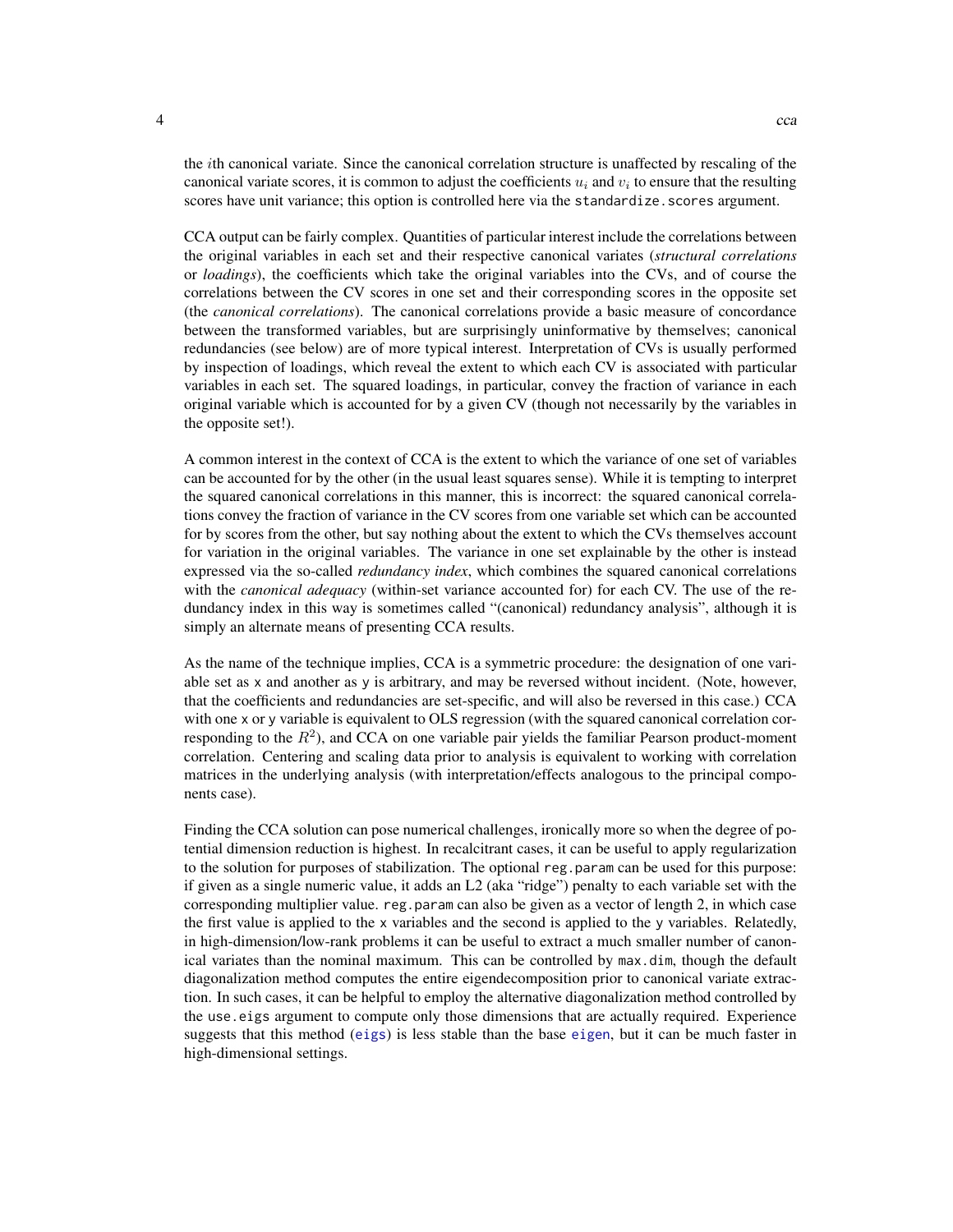the $i$th canonical variate. Since the canonical correlation structure is unaffected by rescaling of the canonical variate scores, it is common to adjust the coefficients $u_i$ and $v_i$ to ensure that the resulting scores have unit variance; this option is controlled here via the `standardize.scores` argument.

CCA output can be fairly complex. Quantities of particular interest include the correlations between the original variables in each set and their respective canonical variates (*structural correlations* or *loadings*), the coefficients which take the original variables into the CVs, and of course the correlations between the CV scores in one set and their corresponding scores in the opposite set (the *canonical correlations*). The canonical correlations provide a basic measure of concordance between the transformed variables, but are surprisingly uninformative by themselves; canonical redundancies (see below) are of more typical interest. Interpretation of CVs is usually performed by inspection of loadings, which reveal the extent to which each CV is associated with particular variables in each set. The squared loadings, in particular, convey the fraction of variance in each original variable which is accounted for by a given CV (though not necessarily by the variables in the opposite set!).

A common interest in the context of CCA is the extent to which the variance of one set of variables can be accounted for by the other (in the usual least squares sense). While it is tempting to interpret the squared canonical correlations in this manner, this is incorrect: the squared canonical correlations convey the fraction of variance in the CV scores from one variable set which can be accounted for by scores from the other, but say nothing about the extent to which the CVs themselves account for variation in the original variables. The variance in one set explainable by the other is instead expressed via the so-called *redundancy index*, which combines the squared canonical correlations with the *canonical adequacy* (within-set variance accounted for) for each CV. The use of the redundancy index in this way is sometimes called "(canonical) redundancy analysis", although it is simply an alternate means of presenting CCA results.

As the name of the technique implies, CCA is a symmetric procedure: the designation of one variable set as `x` and another as `y` is arbitrary, and may be reversed without incident. (Note, however, that the coefficients and redundancies are set-specific, and will also be reversed in this case.) CCA with one `x` or `y` variable is equivalent to OLS regression (with the squared canonical correlation corresponding to the $R^2$), and CCA on one variable pair yields the familiar Pearson product-moment correlation. Centering and scaling data prior to analysis is equivalent to working with correlation matrices in the underlying analysis (with interpretation/effects analogous to the principal components case).

Finding the CCA solution can pose numerical challenges, ironically more so when the degree of potential dimension reduction is highest. In recalcitrant cases, it can be useful to apply regularization to the solution for purposes of stabilization. The optional `reg.param` can be used for this purpose: if given as a single numeric value, it adds an L2 (aka "ridge") penalty to each variable set with the corresponding multiplier value. `reg.param` can also be given as a vector of length 2, in which case the first value is applied to the `x` variables and the second is applied to the `y` variables. Relatedly, in high-dimension/low-rank problems it can be useful to extract a much smaller number of canonical variates than the nominal maximum. This can be controlled by `max.dim`, though the default diagonalization method computes the entire eigendecomposition prior to canonical variate extraction. In such cases, it can be helpful to employ the alternative diagonalization method controlled by the `use.eigs` argument to compute only those dimensions that are actually required. Experience suggests that this method (`eigs`) is less stable than the base `eigen`, but it can be much faster in high-dimensional settings.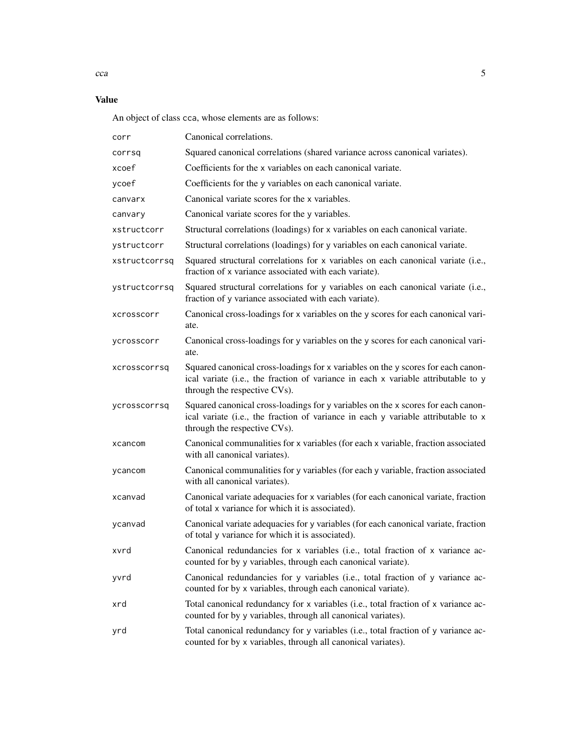## Value

An object of class cca, whose elements are as follows:

| | |
|---|---|
| corr | Canonical correlations. |
| corrsq | Squared canonical correlations (shared variance across canonical variates). |
| xcoef | Coefficients for the x variables on each canonical variate. |
| ycoef | Coefficients for the y variables on each canonical variate. |
| canvarx | Canonical variate scores for the x variables. |
| canvary | Canonical variate scores for the y variables. |
| xstructcorr | Structural correlations (loadings) for x variables on each canonical variate. |
| ystructcorr | Structural correlations (loadings) for y variables on each canonical variate. |
| xstructcorrsq | Squared structural correlations for x variables on each canonical variate (i.e., fraction of x variance associated with each variate). |
| ystructcorrsq | Squared structural correlations for y variables on each canonical variate (i.e., fraction of y variance associated with each variate). |
| xcrosscorr | Canonical cross-loadings for x variables on the y scores for each canonical variate. |
| ycrosscorr | Canonical cross-loadings for y variables on the y scores for each canonical variate. |
| xcrosscorrsq | Squared canonical cross-loadings for x variables on the y scores for each canonical variate (i.e., the fraction of variance in each x variable attributable to y through the respective CVs). |
| ycrosscorrsq | Squared canonical cross-loadings for y variables on the x scores for each canonical variate (i.e., the fraction of variance in each y variable attributable to x through the respective CVs). |
| xcancom | Canonical communalities for x variables (for each x variable, fraction associated with all canonical variates). |
| ycancom | Canonical communalities for y variables (for each y variable, fraction associated with all canonical variates). |
| xcanvad | Canonical variate adequacies for x variables (for each canonical variate, fraction of total x variance for which it is associated). |
| ycanvad | Canonical variate adequacies for y variables (for each canonical variate, fraction of total y variance for which it is associated). |
| xvrd | Canonical redundancies for x variables (i.e., total fraction of x variance accounted for by y variables, through each canonical variate). |
| yvrd | Canonical redundancies for y variables (i.e., total fraction of y variance accounted for by x variables, through each canonical variate). |
| xrd | Total canonical redundancy for x variables (i.e., total fraction of x variance accounted for by y variables, through all canonical variates). |
| yrd | Total canonical redundancy for y variables (i.e., total fraction of y variance accounted for by x variables, through all canonical variates). |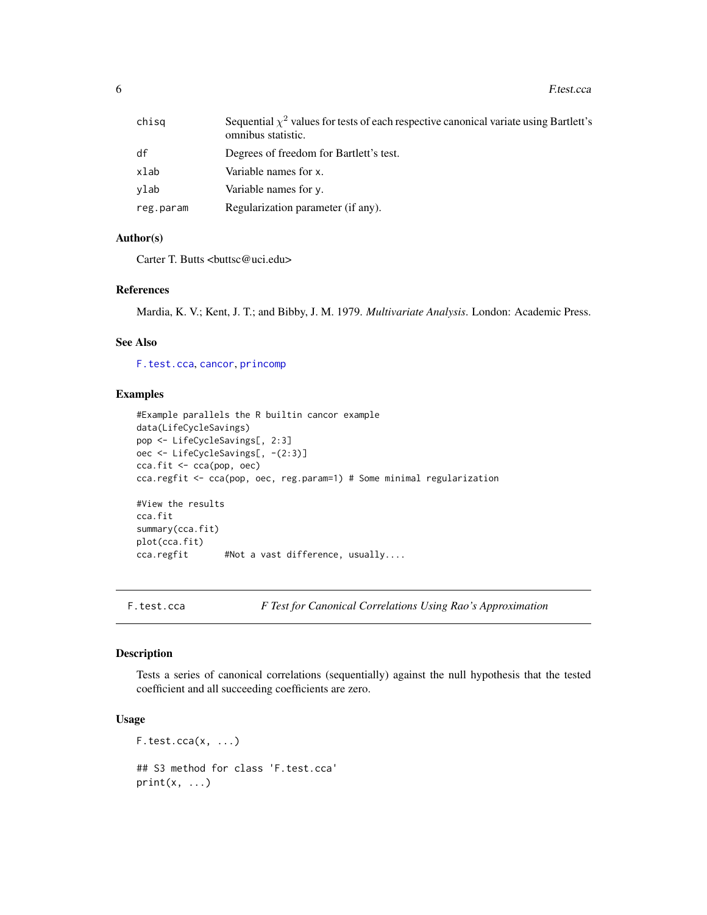| | |
|---|---|
| chisq | Sequential $\chi^2$ values for tests of each respective canonical variate using Bartlett's omnibus statistic. |
| df | Degrees of freedom for Bartlett's test. |
| xlab | Variable names for x. |
| ylab | Variable names for y. |
| reg.param | Regularization parameter (if any). |

### Author(s)

Carter T. Butts <buttsc@uci.edu>

### References

Mardia, K. V.; Kent, J. T.; and Bibby, J. M. 1979. *Multivariate Analysis*. London: Academic Press.

### See Also

F.test.cca, cancor, princomp

### Examples

```
#Example parallels the R builtin cancor example
data(LifeCycleSavings)
pop <- LifeCycleSavings[, 2:3]
oec <- LifeCycleSavings[, -(2:3)]
cca.fit <- cca(pop, oec)
cca.regfit <- cca(pop, oec, reg.param=1) # Some minimal regularization

#View the results
cca.fit
summary(cca.fit)
plot(cca.fit)
cca.regfit      #Not a vast difference, usually....
```

---

## F.test.cca — *F Test for Canonical Correlations Using Rao's Approximation*

### Description

Tests a series of canonical correlations (sequentially) against the null hypothesis that the tested coefficient and all succeeding coefficients are zero.

### Usage

```
F.test.cca(x, ...)

## S3 method for class 'F.test.cca'
print(x, ...)
```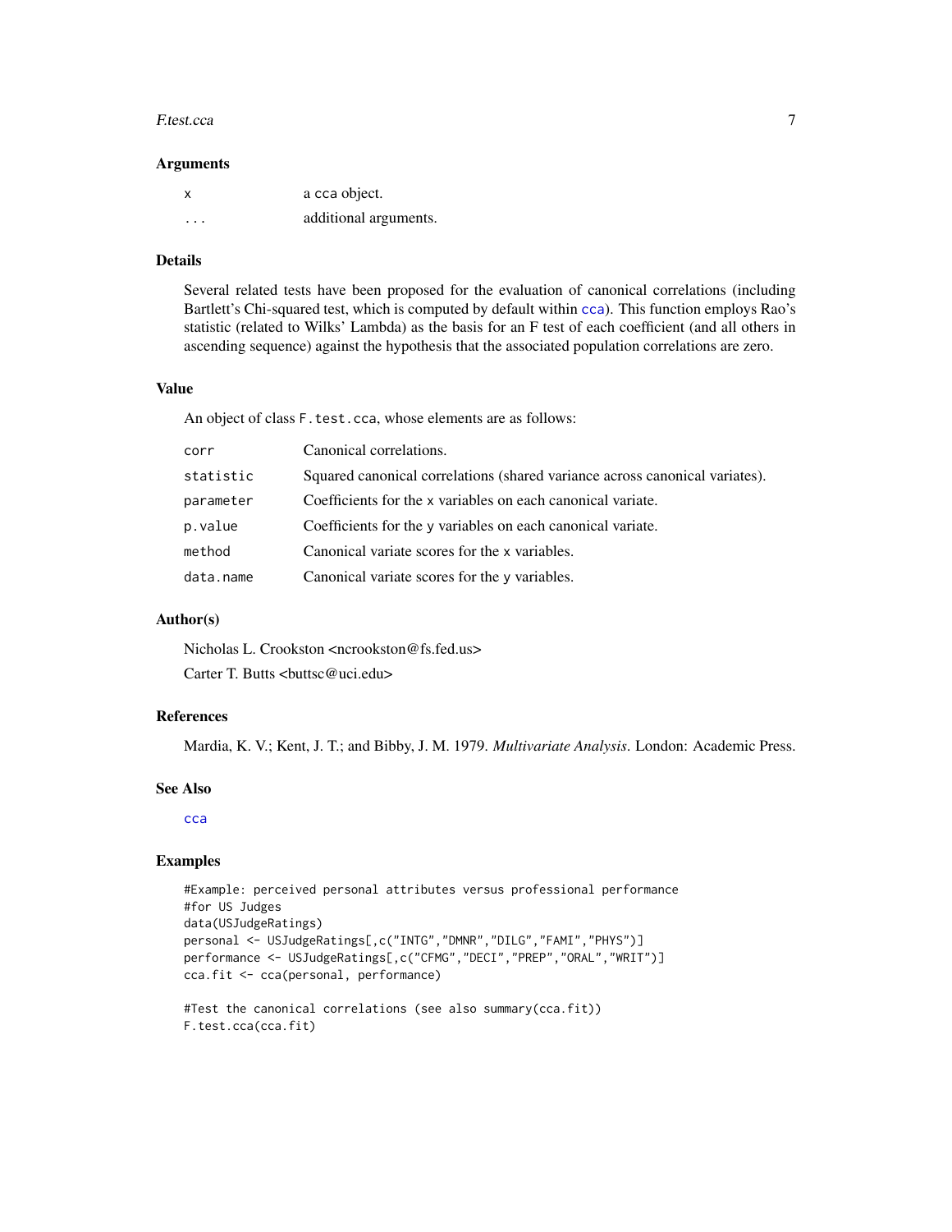### Arguments

| | |
|---|---|
| `x` | a `cca` object. |
| `...` | additional arguments. |

### Details

Several related tests have been proposed for the evaluation of canonical correlations (including Bartlett's Chi-squared test, which is computed by default within `cca`). This function employs Rao's statistic (related to Wilks' Lambda) as the basis for an F test of each coefficient (and all others in ascending sequence) against the hypothesis that the associated population correlations are zero.

### Value

An object of class `F.test.cca`, whose elements are as follows:

| | |
|---|---|
| `corr` | Canonical correlations. |
| `statistic` | Squared canonical correlations (shared variance across canonical variates). |
| `parameter` | Coefficients for the `x` variables on each canonical variate. |
| `p.value` | Coefficients for the `y` variables on each canonical variate. |
| `method` | Canonical variate scores for the `x` variables. |
| `data.name` | Canonical variate scores for the `y` variables. |

### Author(s)

Nicholas L. Crookston <ncrookston@fs.fed.us>

Carter T. Butts <buttsc@uci.edu>

### References

Mardia, K. V.; Kent, J. T.; and Bibby, J. M. 1979. *Multivariate Analysis*. London: Academic Press.

### See Also

`cca`

### Examples

```
#Example: perceived personal attributes versus professional performance
#for US Judges
data(USJudgeRatings)
personal <- USJudgeRatings[,c("INTG","DMNR","DILG","FAMI","PHYS")]
performance <- USJudgeRatings[,c("CFMG","DECI","PREP","ORAL","WRIT")]
cca.fit <- cca(personal, performance)

#Test the canonical correlations (see also summary(cca.fit))
F.test.cca(cca.fit)
```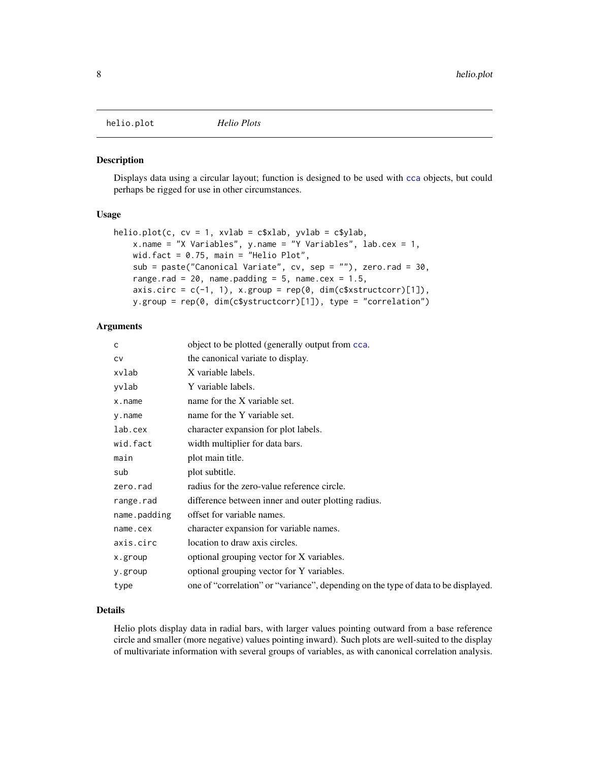helio.plot *Helio Plots*

## Description

Displays data using a circular layout; function is designed to be used with cca objects, but could perhaps be rigged for use in other circumstances.

## Usage

```
helio.plot(c, cv = 1, xvlab = c$xlab, yvlab = c$ylab,
    x.name = "X Variables", y.name = "Y Variables", lab.cex = 1,
    wid.fact = 0.75, main = "Helio Plot",
    sub = paste("Canonical Variate", cv, sep = ""), zero.rad = 30,
    range.rad = 20, name.padding = 5, name.cex = 1.5,
    axis.circ = c(-1, 1), x.group = rep(0, dim(c$xstructcorr)[1]),
    y.group = rep(0, dim(c$ystructcorr)[1]), type = "correlation")
```

## Arguments

| | |
|---|---|
| `c` | object to be plotted (generally output from cca. |
| `cv` | the canonical variate to display. |
| `xvlab` | X variable labels. |
| `yvlab` | Y variable labels. |
| `x.name` | name for the X variable set. |
| `y.name` | name for the Y variable set. |
| `lab.cex` | character expansion for plot labels. |
| `wid.fact` | width multiplier for data bars. |
| `main` | plot main title. |
| `sub` | plot subtitle. |
| `zero.rad` | radius for the zero-value reference circle. |
| `range.rad` | difference between inner and outer plotting radius. |
| `name.padding` | offset for variable names. |
| `name.cex` | character expansion for variable names. |
| `axis.circ` | location to draw axis circles. |
| `x.group` | optional grouping vector for X variables. |
| `y.group` | optional grouping vector for Y variables. |
| `type` | one of "correlation" or "variance", depending on the type of data to be displayed. |

## Details

Helio plots display data in radial bars, with larger values pointing outward from a base reference circle and smaller (more negative) values pointing inward). Such plots are well-suited to the display of multivariate information with several groups of variables, as with canonical correlation analysis.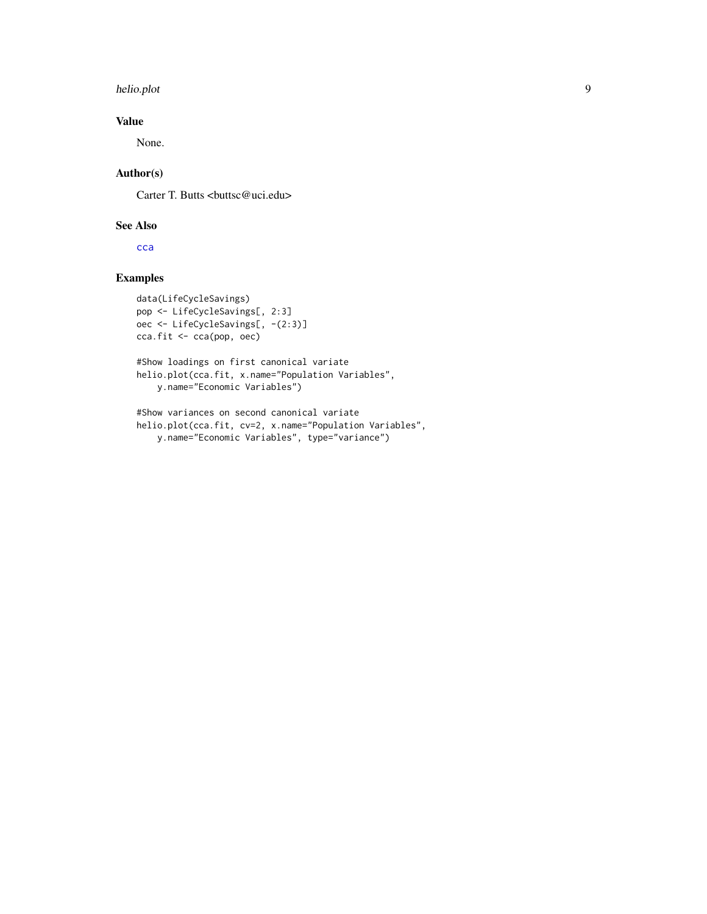## Value

None.

## Author(s)

Carter T. Butts <buttsc@uci.edu>

## See Also

`cca`

## Examples

```
data(LifeCycleSavings)
pop <- LifeCycleSavings[, 2:3]
oec <- LifeCycleSavings[, -(2:3)]
cca.fit <- cca(pop, oec)

#Show loadings on first canonical variate
helio.plot(cca.fit, x.name="Population Variables",
    y.name="Economic Variables")

#Show variances on second canonical variate
helio.plot(cca.fit, cv=2, x.name="Population Variables",
    y.name="Economic Variables", type="variance")
```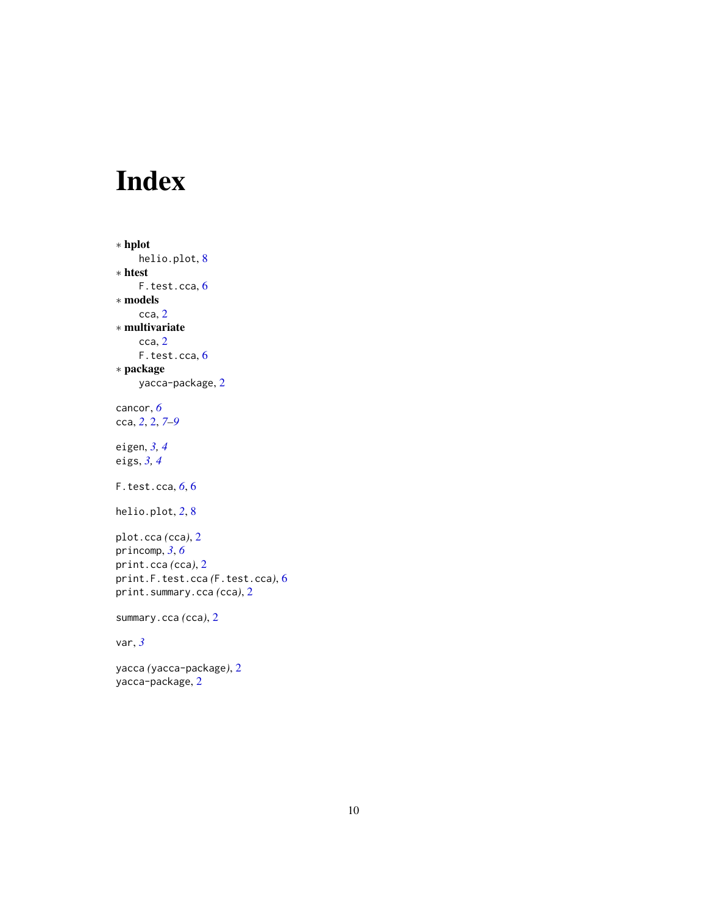# Index

∗ **hplot**
  helio.plot, 8

∗ **htest**
  F.test.cca, 6

∗ **models**
  cca, 2

∗ **multivariate**
  cca, 2
  F.test.cca, 6

∗ **package**
  yacca-package, 2

cancor, *6*
cca, *2*, 2, *7–9*

eigen, *3, 4*
eigs, *3, 4*

F.test.cca, *6*, 6

helio.plot, *2*, 8

plot.cca *(*cca*)*, 2
princomp, *3*, *6*
print.cca *(*cca*)*, 2
print.F.test.cca *(*F.test.cca*)*, 6
print.summary.cca *(*cca*)*, 2

summary.cca *(*cca*)*, 2

var, *3*

yacca *(*yacca-package*)*, 2
yacca-package, 2